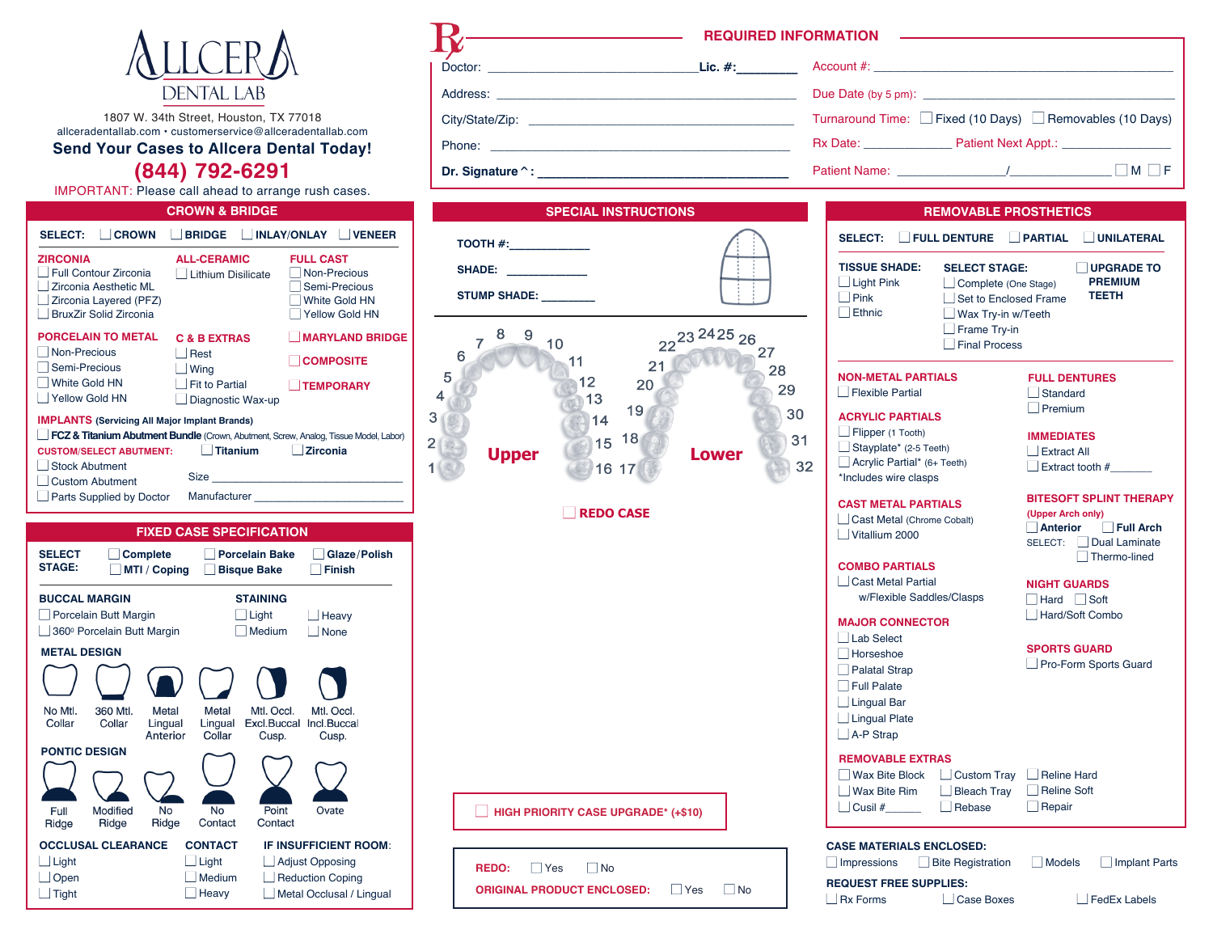# ALLCERA DENTAL LAB

1807 W. 34th Street, Houston, TX 77018
allceradentallab.com • customerservice@allceradentallab.com

**Send Your Cases to Allcera Dental Today!**

**(844) 792-6291**

IMPORTANT: Please call ahead to arrange rush cases.

## Rx REQUIRED INFORMATION

Doctor: ______________________________ **Lic. #:**__________

Address: ______________________________

City/State/Zip: ______________________________

Phone: ______________________________

**Dr. Signature^:** ______________________________

Account #: ______________________________

Due Date (by 5 pm): ______________________________

Turnaround Time: ☐ Fixed (10 Days) ☐ Removables (10 Days)

Rx Date: ______________ Patient Next Appt.: ______________

Patient Name: ______________/______________ ☐ M ☐ F

## CROWN & BRIDGE

**SELECT:** ☐ **CROWN** ☐ **BRIDGE** ☐ **INLAY/ONLAY** ☐ **VENEER**

**ZIRCONIA**
- ☐ Full Contour Zirconia
- ☐ Zirconia Aesthetic ML
- ☐ Zirconia Layered (PFZ)
- ☐ BruxZir Solid Zirconia

**ALL-CERAMIC**
- ☐ Lithium Disilicate

**FULL CAST**
- ☐ Non-Precious
- ☐ Semi-Precious
- ☐ White Gold HN
- ☐ Yellow Gold HN

**PORCELAIN TO METAL**
- ☐ Non-Precious
- ☐ Semi-Precious
- ☐ White Gold HN
- ☐ Yellow Gold HN

**C & B EXTRAS**
- ☐ Rest
- ☐ Wing
- ☐ Fit to Partial
- ☐ Diagnostic Wax-up

☐ **MARYLAND BRIDGE**

☐ **COMPOSITE**

☐ **TEMPORARY**

**IMPLANTS** (Servicing All Major Implant Brands)

☐ **FCZ & Titanium Abutment Bundle** (Crown, Abutment, Screw, Analog, Tissue Model, Labor)

**CUSTOM/SELECT ABUTMENT:** ☐ **Titanium** ☐ **Zirconia**
- ☐ Stock Abutment
- ☐ Custom Abutment
- ☐ Parts Supplied by Doctor

Size ______________________

Manufacturer ______________________

## FIXED CASE SPECIFICATION

**SELECT STAGE:** ☐ **Complete** ☐ **Porcelain Bake** ☐ **Glaze/Polish** ☐ **MTI / Coping** ☐ **Bisque Bake** ☐ **Finish**

**BUCCAL MARGIN**
- ☐ Porcelain Butt Margin
- ☐ 360º Porcelain Butt Margin

**STAINING**
- ☐ Light
- ☐ Medium
- ☐ Heavy
- ☐ None

**METAL DESIGN**

No Mtl. Collar | 360 Mtl. Collar | Metal Lingual Anterior | Metal Lingual Collar | Mtl. Occl. Excl.Buccal Cusp. | Mtl. Occl. Incl.Buccal Cusp.

**PONTIC DESIGN**

Full Ridge | Modified Ridge | No Ridge | No Contact | Point Contact | Ovate

**OCCLUSAL CLEARANCE**
- ☐ Light
- ☐ Open
- ☐ Tight

**CONTACT**
- ☐ Light
- ☐ Medium
- ☐ Heavy

**IF INSUFFICIENT ROOM:**
- ☐ Adjust Opposing
- ☐ Reduction Coping
- ☐ Metal Occlusal / Lingual

## SPECIAL INSTRUCTIONS

**TOOTH #:**____________

**SHADE:** ____________

**STUMP SHADE:** ________

**Upper** 1 2 3 4 5 6 7 8 9 10 11 12 13 14 15 16

**Lower** 17 18 19 20 21 22 23 24 25 26 27 28 29 30 31 32

☐ **REDO CASE**

☐ **HIGH PRIORITY CASE UPGRADE\* (+$10)**

**REDO:** ☐ Yes ☐ No

**ORIGINAL PRODUCT ENCLOSED:** ☐ Yes ☐ No

## REMOVABLE PROSTHETICS

**SELECT:** ☐ **FULL DENTURE** ☐ **PARTIAL** ☐ **UNILATERAL**

**TISSUE SHADE:**
- ☐ Light Pink
- ☐ Pink
- ☐ Ethnic

**SELECT STAGE:**
- ☐ Complete (One Stage)
- ☐ Set to Enclosed Frame
- ☐ Wax Try-in w/Teeth
- ☐ Frame Try-in
- ☐ Final Process

☐ **UPGRADE TO PREMIUM TEETH**

**NON-METAL PARTIALS**
- ☐ Flexible Partial

**ACRYLIC PARTIALS**
- ☐ Flipper (1 Tooth)
- ☐ Stayplate\* (2-5 Teeth)
- ☐ Acrylic Partial\* (6+ Teeth)

\*Includes wire clasps

**CAST METAL PARTIALS**
- ☐ Cast Metal (Chrome Cobalt)
- ☐ Vitallium 2000

**COMBO PARTIALS**
- ☐ Cast Metal Partial w/Flexible Saddles/Clasps

**MAJOR CONNECTOR**
- ☐ Lab Select
- ☐ Horseshoe
- ☐ Palatal Strap
- ☐ Full Palate
- ☐ Lingual Bar
- ☐ Lingual Plate
- ☐ A-P Strap

**FULL DENTURES**
- ☐ Standard
- ☐ Premium

**IMMEDIATES**
- ☐ Extract All
- ☐ Extract tooth #_______

**BITESOFT SPLINT THERAPY** (Upper Arch only)
- ☐ **Anterior** ☐ **Full Arch**
- SELECT: ☐ Dual Laminate ☐ Thermo-lined

**NIGHT GUARDS**
- ☐ Hard ☐ Soft
- ☐ Hard/Soft Combo

**SPORTS GUARD**
- ☐ Pro-Form Sports Guard

**REMOVABLE EXTRAS**
- ☐ Wax Bite Block
- ☐ Wax Bite Rim
- ☐ Cusil #______
- ☐ Custom Tray
- ☐ Bleach Tray
- ☐ Rebase
- ☐ Reline Hard
- ☐ Reline Soft
- ☐ Repair

**CASE MATERIALS ENCLOSED:**

☐ Impressions ☐ Bite Registration ☐ Models ☐ Implant Parts

**REQUEST FREE SUPPLIES:**

☐ Rx Forms ☐ Case Boxes ☐ FedEx Labels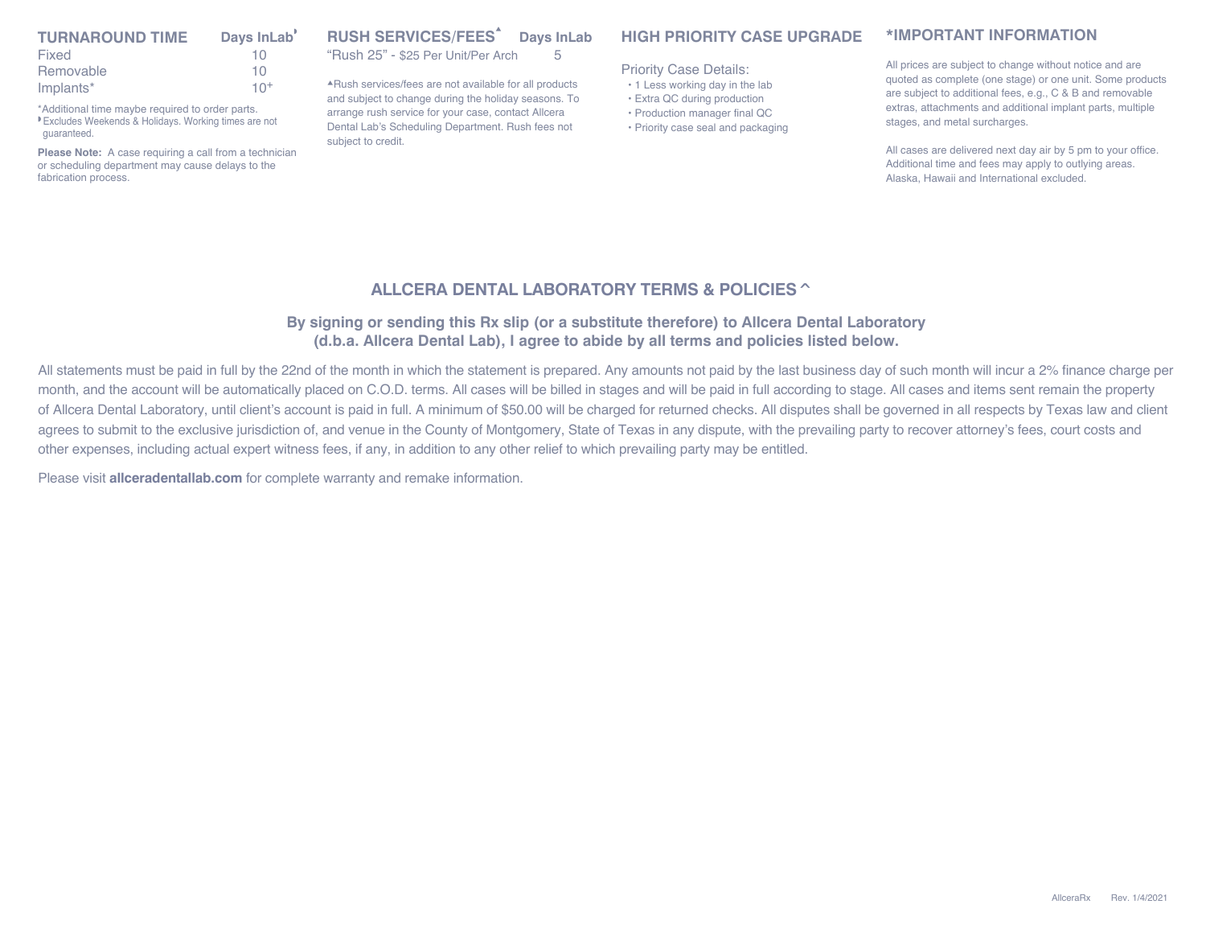## TURNAROUND TIME

| TURNAROUND TIME | Days InLab[◗] |
|---|---|
| Fixed | 10 |
| Removable | 10 |
| Implants* | 10+ |

*Additional time maybe required to order parts.
◗ Excludes Weekends & Holidays. Working times are not guaranteed.

**Please Note:** A case requiring a call from a technician or scheduling department may cause delays to the fabrication process.

## RUSH SERVICES/FEES▲

| RUSH SERVICES/FEES▲ | Days InLab |
|---|---|
| "Rush 25" - $25 Per Unit/Per Arch | 5 |

▲Rush services/fees are not available for all products and subject to change during the holiday seasons. To arrange rush service for your case, contact Allcera Dental Lab's Scheduling Department. Rush fees not subject to credit.

## HIGH PRIORITY CASE UPGRADE

Priority Case Details:

- 1 Less working day in the lab
- Extra QC during production
- Production manager final QC
- Priority case seal and packaging

## *IMPORTANT INFORMATION

All prices are subject to change without notice and are quoted as complete (one stage) or one unit. Some products are subject to additional fees, e.g., C & B and removable extras, attachments and additional implant parts, multiple stages, and metal surcharges.

All cases are delivered next day air by 5 pm to your office. Additional time and fees may apply to outlying areas. Alaska, Hawaii and International excluded.

## ALLCERA DENTAL LABORATORY TERMS & POLICIES ^

**By signing or sending this Rx slip (or a substitute therefore) to Allcera Dental Laboratory (d.b.a. Allcera Dental Lab), I agree to abide by all terms and policies listed below.**

All statements must be paid in full by the 22nd of the month in which the statement is prepared. Any amounts not paid by the last business day of such month will incur a 2% finance charge per month, and the account will be automatically placed on C.O.D. terms. All cases will be billed in stages and will be paid in full according to stage. All cases and items sent remain the property of Allcera Dental Laboratory, until client's account is paid in full. A minimum of $50.00 will be charged for returned checks. All disputes shall be governed in all respects by Texas law and client agrees to submit to the exclusive jurisdiction of, and venue in the County of Montgomery, State of Texas in any dispute, with the prevailing party to recover attorney's fees, court costs and other expenses, including actual expert witness fees, if any, in addition to any other relief to which prevailing party may be entitled.

Please visit **allceradentallab.com** for complete warranty and remake information.

AllceraRx Rev. 1/4/2021